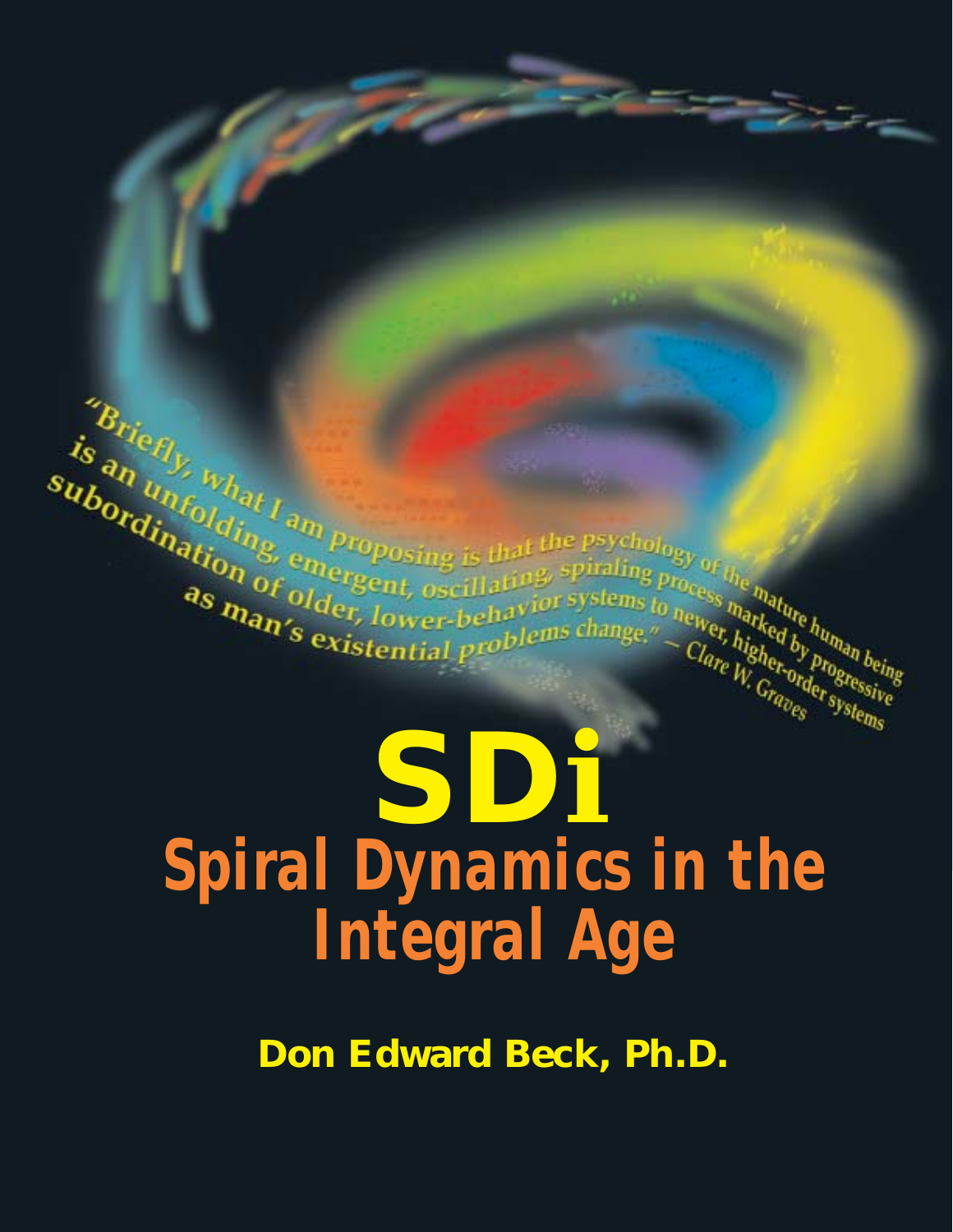"Briefly, what I am proposing is that the psychology of the mature human being is an unfolding, emergent, oscillating, spiraling process marked by progressive subordination of older, lower-behavior systems to newer, higher-order systems as man's existential problems change." — Clare W. Graves

# SDi

## Spiral Dynamics in the Integral Age

**Don Edward Beck, Ph.D.**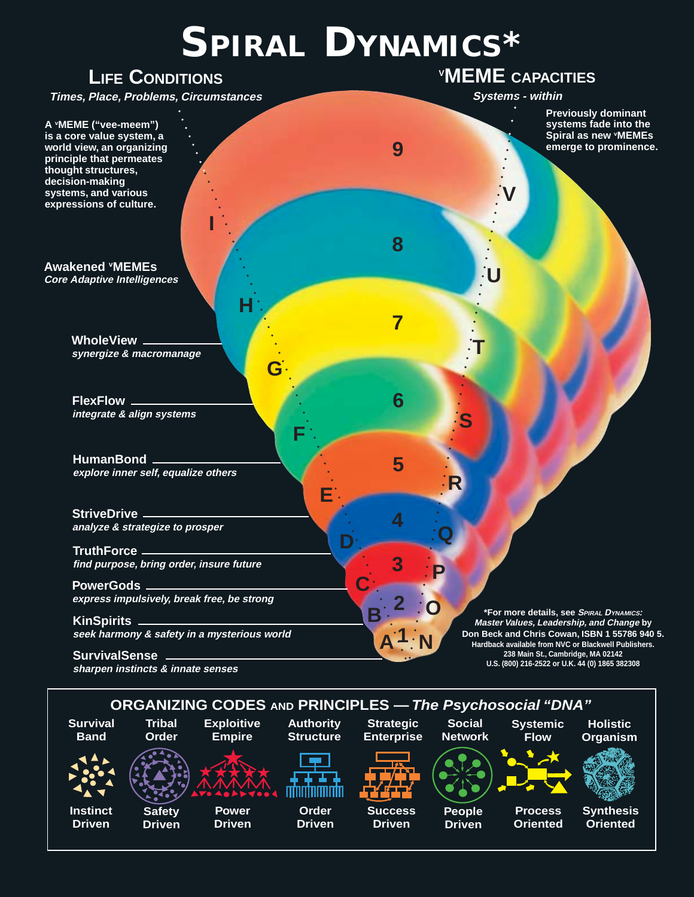# Spiral Dynamics*

## Life Conditions

*Times, Place, Problems, Circumstances*

## vMEME capacities

*Systems - within*

**A vMEME ("vee-meem") is a core value system, a world view, an organizing principle that permeates thought structures, decision-making systems, and various expressions of culture.**

**Previously dominant systems fade into the Spiral as new vMEMEs emerge to prominence.**

**Awakened vMEMEs**
*Core Adaptive Intelligences*

| Level | vMEME | Description |
|---|---|---|
| 9 | | |
| 8 | | |
| 7 | **WholeView** | *synergize & macromanage* |
| 6 | **FlexFlow** | *integrate & align systems* |
| 5 | **HumanBond** | *explore inner self, equalize others* |
| 4 | **StriveDrive** | *analyze & strategize to prosper* |
| 3 | **TruthForce** | *find purpose, bring order, insure future* |
| 2 | **PowerGods** | *express impulsively, break free, be strong* |
| 1 | **KinSpirits** | *seek harmony & safety in a mysterious world* |
| | **SurvivalSense** | *sharpen instincts & innate senses* |

Life Conditions: A, B, C, D, E, F, G, H, I

vMEME Capacities: N, O, P, Q, R, S, T, U, V

**\*For more details, see *Spiral Dynamics: Master Values, Leadership, and Change* by Don Beck and Chris Cowan, ISBN 1 55786 940 5.**
**Hardback available from NVC or Blackwell Publishers.**
**238 Main St., Cambridge, MA 02142**
**U.S. (800) 216-2522 or U.K. 44 (0) 1865 382308**

## ORGANIZING CODES AND PRINCIPLES — *The Psychosocial "DNA"*

| Survival Band | Tribal Order | Exploitive Empire | Authority Structure | Strategic Enterprise | Social Network | Systemic Flow | Holistic Organism |
|---|---|---|---|---|---|---|---|
| Instinct Driven | Safety Driven | Power Driven | Order Driven | Success Driven | People Driven | Process Oriented | Synthesis Oriented |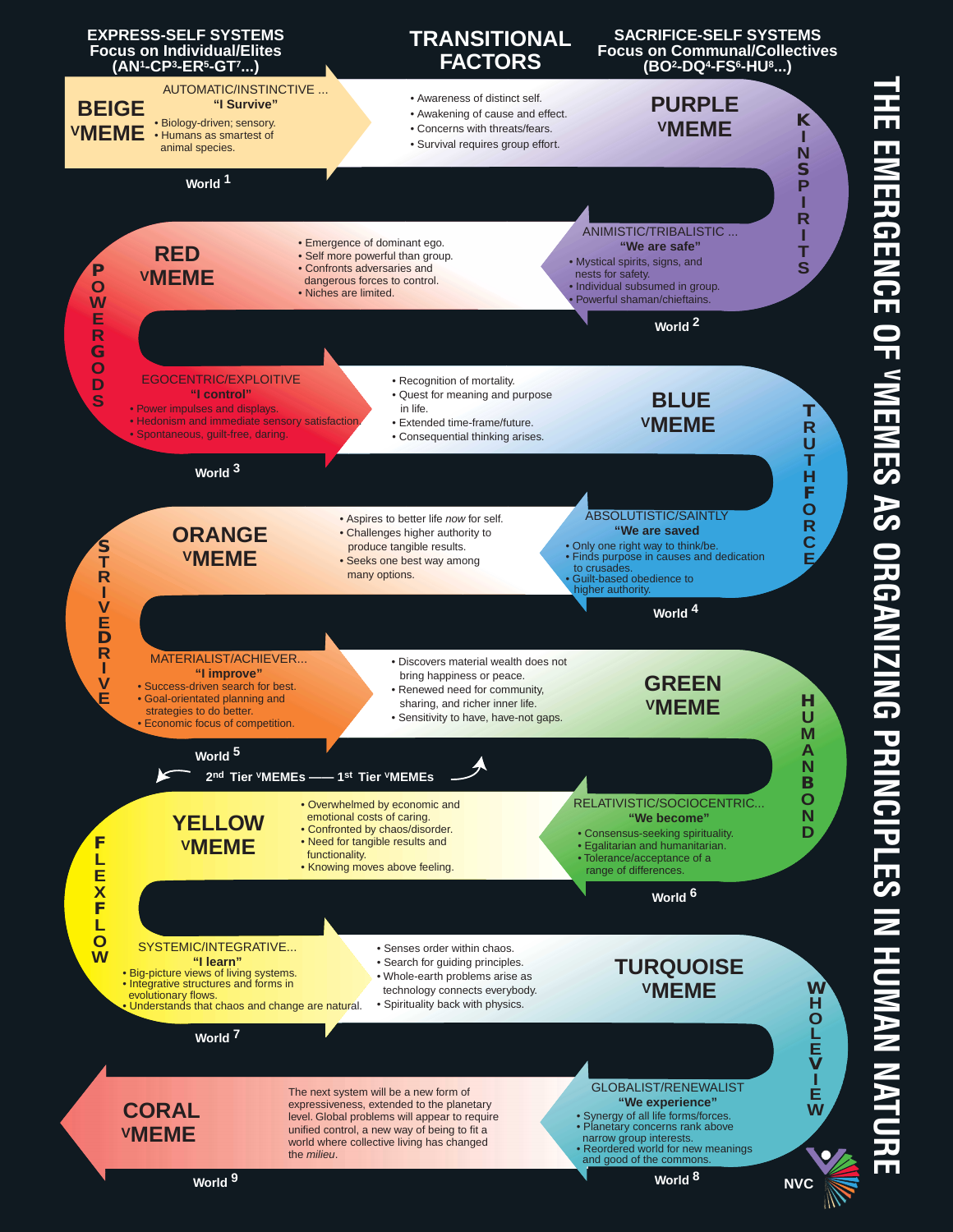# THE EMERGENCE OF ᵛMEMES AS ORGANIZING PRINCIPLES IN HUMAN NATURE

**EXPRESS-SELF SYSTEMS**
**Focus on Individual/Elites**
**($AN^1$-$CP^3$-$ER^5$-$GT^7$...)**

**TRANSITIONAL FACTORS**

**SACRIFICE-SELF SYSTEMS**
**Focus on Communal/Collectives**
**($BO^2$-$DQ^4$-$FS^6$-$HU^8$...)**

## BEIGE ᵛMEME

AUTOMATIC/INSTINCTIVE ...
**"I Survive"**

- Biology-driven; sensory.
- Humans as smartest of animal species.

World 1

Transitional factors:

- Awareness of distinct self.
- Awakening of cause and effect.
- Concerns with threats/fears.
- Survival requires group effort.

## PURPLE ᵛMEME

**KINSPIRITS**

ANIMISTIC/TRIBALISTIC ...
**"We are safe"**

- Mystical spirits, signs, and nests for safety.
- Individual subsumed in group.
- Powerful shaman/chieftains.

World 2

## RED ᵛMEME

**POWERGODS**

Transitional factors:

- Emergence of dominant ego.
- Self more powerful than group.
- Confronts adversaries and dangerous forces to control.
- Niches are limited.

EGOCENTRIC/EXPLOITIVE
**"I control"**

- Power impulses and displays.
- Hedonism and immediate sensory satisfaction.
- Spontaneous, guilt-free, daring.

World 3

Transitional factors:

- Recognition of mortality.
- Quest for meaning and purpose in life.
- Extended time-frame/future.
- Consequential thinking arises.

## BLUE ᵛMEME

**TRUTHFORCE**

ABSOLUTISTIC/SAINTLY
**"We are saved"**

- Only one right way to think/be.
- Finds purpose in causes and dedication to crusades.
- Guilt-based obedience to higher authority.

World 4

## ORANGE ᵛMEME

**STRIVEDRIVE**

Transitional factors:

- Aspires to better life *now* for self.
- Challenges higher authority to produce tangible results.
- Seeks one best way among many options.

MATERIALIST/ACHIEVER...
**"I improve"**

- Success-driven search for best.
- Goal-orientated planning and strategies to do better.
- Economic focus of competition.

World 5

Transitional factors:

- Discovers material wealth does not bring happiness or peace.
- Renewed need for community, sharing, and richer inner life.
- Sensitivity to have, have-not gaps.

## GREEN ᵛMEME

**HUMANBOND**

RELATIVISTIC/SOCIOCENTRIC...
**"We become"**

- Consensus-seeking spirituality.
- Egalitarian and humanitarian.
- Tolerance/acceptance of a range of differences.

World 6

**2nd Tier ᵛMEMEs —— 1st Tier ᵛMEMEs**

## YELLOW ᵛMEME

**FLEXFLOW**

Transitional factors:

- Overwhelmed by economic and emotional costs of caring.
- Confronted by chaos/disorder.
- Need for tangible results and functionality.
- Knowing moves above feeling.

SYSTEMIC/INTEGRATIVE...
**"I learn"**

- Big-picture views of living systems.
- Integrative structures and forms in evolutionary flows.
- Understands that chaos and change are natural.

World 7

Transitional factors:

- Senses order within chaos.
- Search for guiding principles.
- Whole-earth problems arise as technology connects everybody.
- Spirituality back with physics.

## TURQUOISE ᵛMEME

**WHOLEVIEW**

GLOBALIST/RENEWALIST
**"We experience"**

- Synergy of all life forms/forces.
- Planetary concerns rank above narrow group interests.
- Reordered world for new meanings and good of the commons.

World 8

## CORAL ᵛMEME

The next system will be a new form of expressiveness, extended to the planetary level. Global problems will appear to require unified control, a new way of being to fit a world where collective living has changed the *milieu*.

World 9

NVC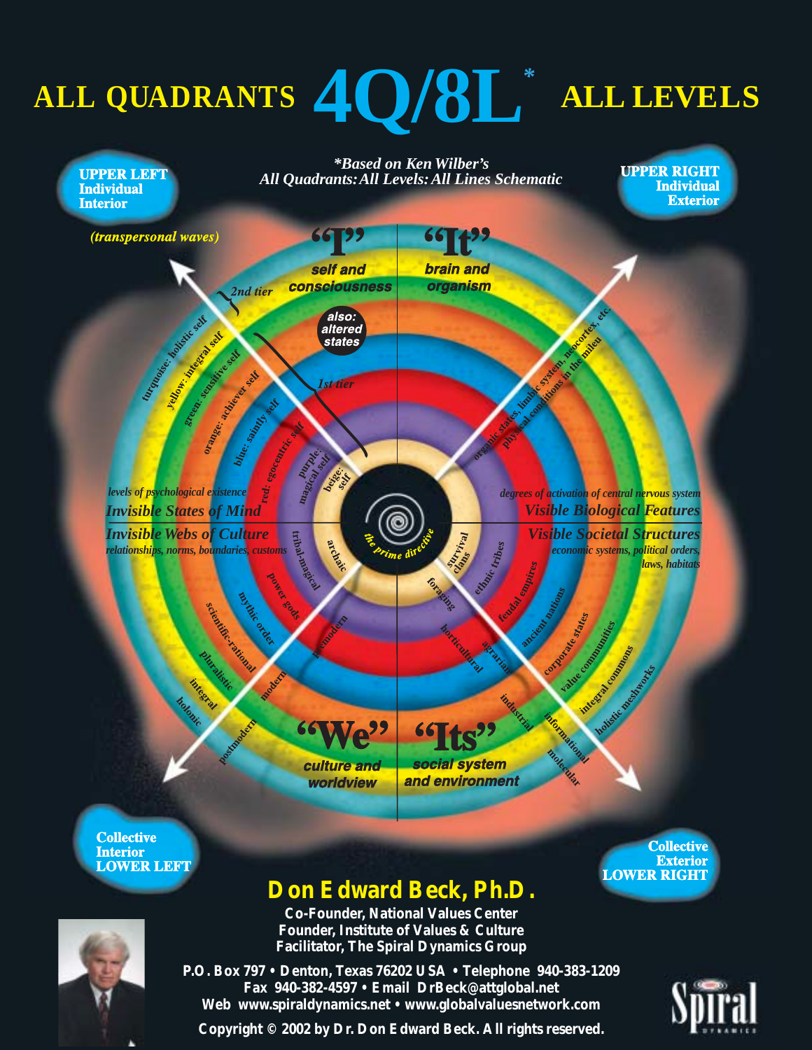# ALL QUADRANTS 4Q/8L* ALL LEVELS

*Based on Ken Wilber's All Quadrants: All Levels: All Lines Schematic

UPPER LEFT
Individual
Interior

UPPER RIGHT
Individual
Exterior

(transpersonal waves)

"I"
self and consciousness

"It"
brain and organism

also: altered states

2nd tier

1st tier

turquoise: holistic self
yellow: integral self
green: sensitive self
orange: achiever self
blue: saintly self
red: egocentric self
purple: magical self
beige: self

organic states, limbic system, neocortex, etc.
physical conditions in the milieu

levels of psychological existence
Invisible States of Mind

degrees of activation of central nervous system
Visible Biological Features

Invisible Webs of Culture
relationships, norms, boundaries, customs

Visible Societal Structures
economic systems, political orders, laws, habitats

the prime directive

archaic
tribal-magical
power gods
mythic order
scientific-rational
pluralistic
integral
holonic
premodern
modern
postmodern

survival clans
ethnic tribes
feudal empires
ancient nations
corporate states
value communities
integral commons
holistic meshworks
foraging
horticultural
agrarian
industrial
informational
molecular

"We"
culture and worldview

"Its"
social system and environment

Collective
Interior
LOWER LEFT

Collective
Exterior
LOWER RIGHT

## Don Edward Beck, Ph.D.

Co-Founder, National Values Center
Founder, Institute of Values & Culture
Facilitator, The Spiral Dynamics Group

P.O. Box 797 • Denton, Texas 76202 USA • Telephone 940-383-1209
Fax 940-382-4597 • Email DrBeck@attglobal.net
Web www.spiraldynamics.net • www.globalvaluesnetwork.com

Copyright © 2002 by Dr. Don Edward Beck. All rights reserved.

Spiral Dynamics